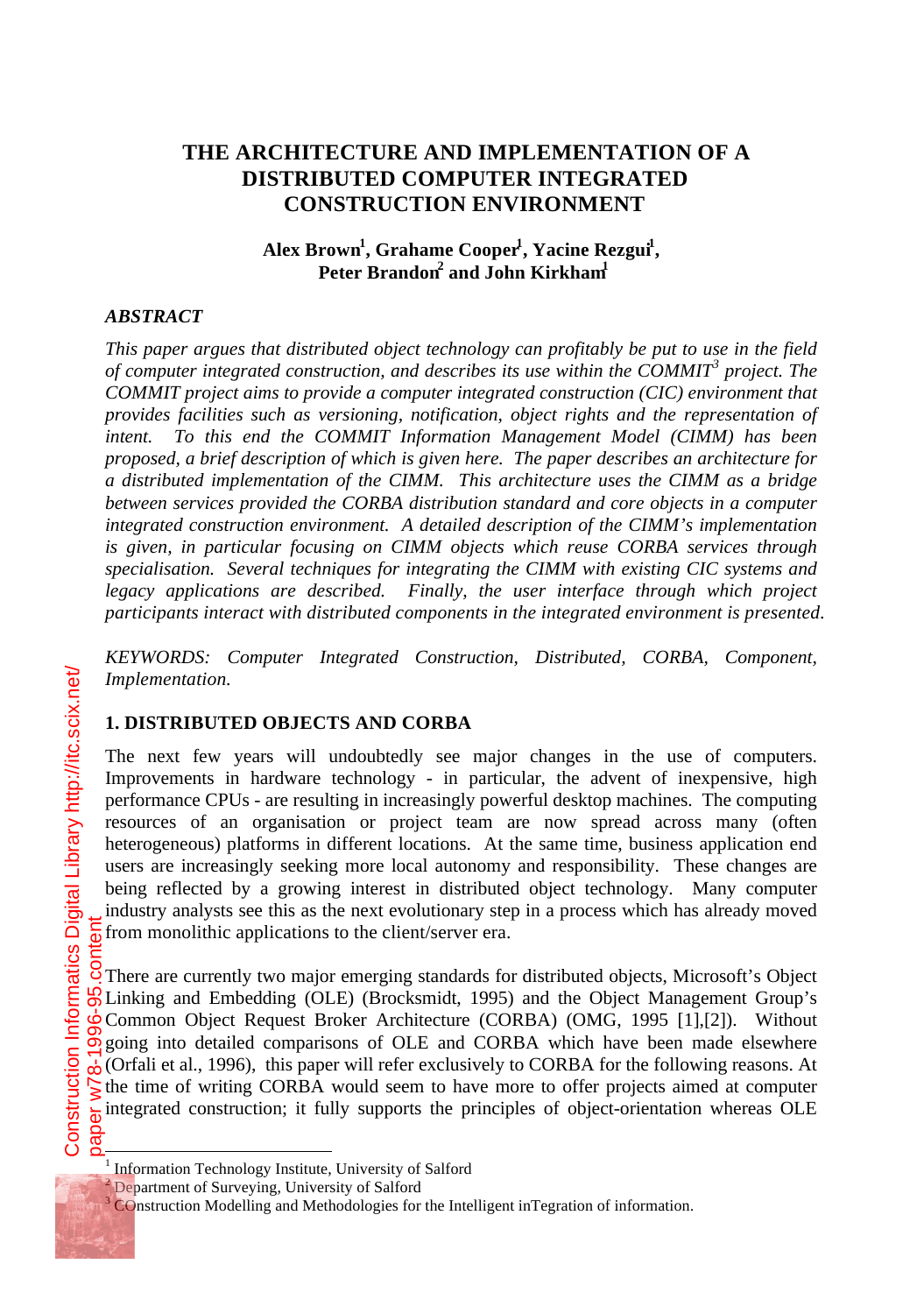# THE ARCHITECTURE AND IMPLEMENTATION OF A DISTRIBUTED COMPUTER INTEGRATED CONSTRUCTION ENVIRONMENT

**Alex Brown[1], Grahame Cooper[1], Yacine Rezgui[1], Peter Brandon[2] and John Kirkham[1]**

### *ABSTRACT*

*This paper argues that distributed object technology can profitably be put to use in the field of computer integrated construction, and describes its use within the COMMIT[3] project. The COMMIT project aims to provide a computer integrated construction (CIC) environment that provides facilities such as versioning, notification, object rights and the representation of intent. To this end the COMMIT Information Management Model (CIMM) has been proposed, a brief description of which is given here. The paper describes an architecture for a distributed implementation of the CIMM. This architecture uses the CIMM as a bridge between services provided the CORBA distribution standard and core objects in a computer integrated construction environment. A detailed description of the CIMM's implementation is given, in particular focusing on CIMM objects which reuse CORBA services through specialisation. Several techniques for integrating the CIMM with existing CIC systems and legacy applications are described. Finally, the user interface through which project participants interact with distributed components in the integrated environment is presented.*

*KEYWORDS: Computer Integrated Construction, Distributed, CORBA, Component, Implementation.*

## 1. DISTRIBUTED OBJECTS AND CORBA

The next few years will undoubtedly see major changes in the use of computers. Improvements in hardware technology - in particular, the advent of inexpensive, high performance CPUs - are resulting in increasingly powerful desktop machines. The computing resources of an organisation or project team are now spread across many (often heterogeneous) platforms in different locations. At the same time, business application end users are increasingly seeking more local autonomy and responsibility. These changes are being reflected by a growing interest in distributed object technology. Many computer industry analysts see this as the next evolutionary step in a process which has already moved from monolithic applications to the client/server era.

There are currently two major emerging standards for distributed objects, Microsoft's Object Linking and Embedding (OLE) (Brocksmidt, 1995) and the Object Management Group's Common Object Request Broker Architecture (CORBA) (OMG, 1995 [1],[2]). Without going into detailed comparisons of OLE and CORBA which have been made elsewhere (Orfali et al., 1996), this paper will refer exclusively to CORBA for the following reasons. At the time of writing CORBA would seem to have more to offer projects aimed at computer integrated construction; it fully supports the principles of object-orientation whereas OLE

---

[1] Information Technology Institute, University of Salford
[2] Department of Surveying, University of Salford
[3] COnstruction Modelling and Methodologies for the Intelligent inTegration of information.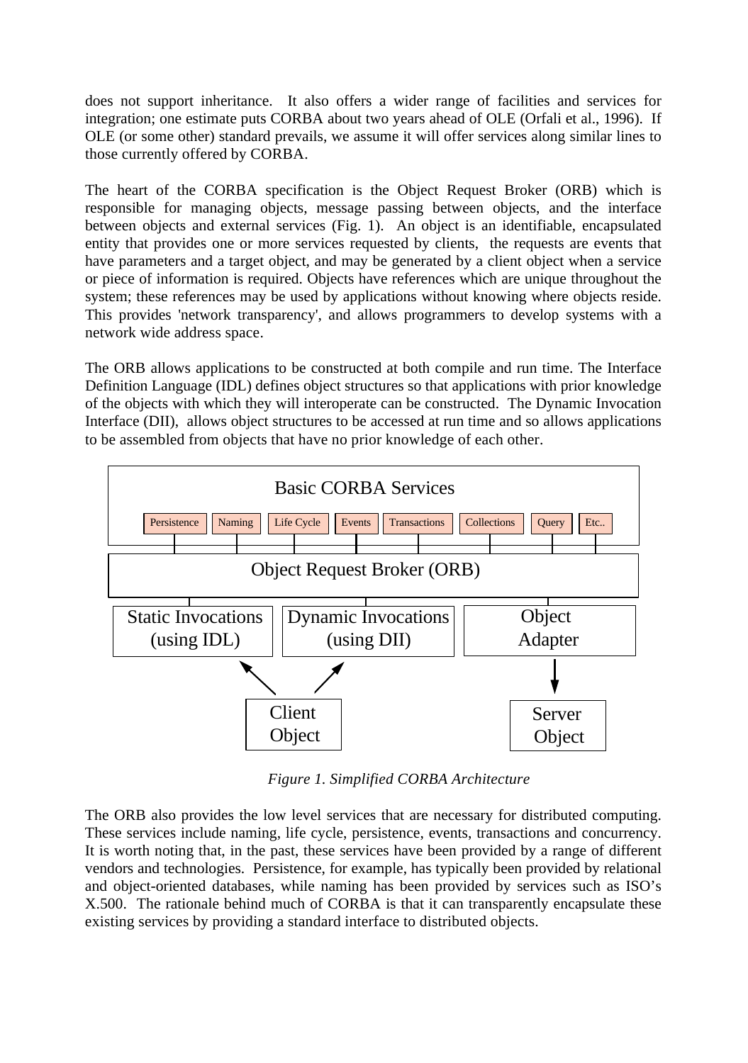does not support inheritance. It also offers a wider range of facilities and services for integration; one estimate puts CORBA about two years ahead of OLE (Orfali et al., 1996). If OLE (or some other) standard prevails, we assume it will offer services along similar lines to those currently offered by CORBA.

The heart of the CORBA specification is the Object Request Broker (ORB) which is responsible for managing objects, message passing between objects, and the interface between objects and external services (Fig. 1). An object is an identifiable, encapsulated entity that provides one or more services requested by clients, the requests are events that have parameters and a target object, and may be generated by a client object when a service or piece of information is required. Objects have references which are unique throughout the system; these references may be used by applications without knowing where objects reside. This provides 'network transparency', and allows programmers to develop systems with a network wide address space.

The ORB allows applications to be constructed at both compile and run time. The Interface Definition Language (IDL) defines object structures so that applications with prior knowledge of the objects with which they will interoperate can be constructed. The Dynamic Invocation Interface (DII), allows object structures to be accessed at run time and so allows applications to be assembled from objects that have no prior knowledge of each other.

Basic CORBA Services

Persistence | Naming | Life Cycle | Events | Transactions | Collections | Query | Etc..

Object Request Broker (ORB)

Static Invocations (using IDL) | Dynamic Invocations (using DII) | Object Adapter

Client Object | Server Object

*Figure 1. Simplified CORBA Architecture*

The ORB also provides the low level services that are necessary for distributed computing. These services include naming, life cycle, persistence, events, transactions and concurrency. It is worth noting that, in the past, these services have been provided by a range of different vendors and technologies. Persistence, for example, has typically been provided by relational and object-oriented databases, while naming has been provided by services such as ISO's X.500. The rationale behind much of CORBA is that it can transparently encapsulate these existing services by providing a standard interface to distributed objects.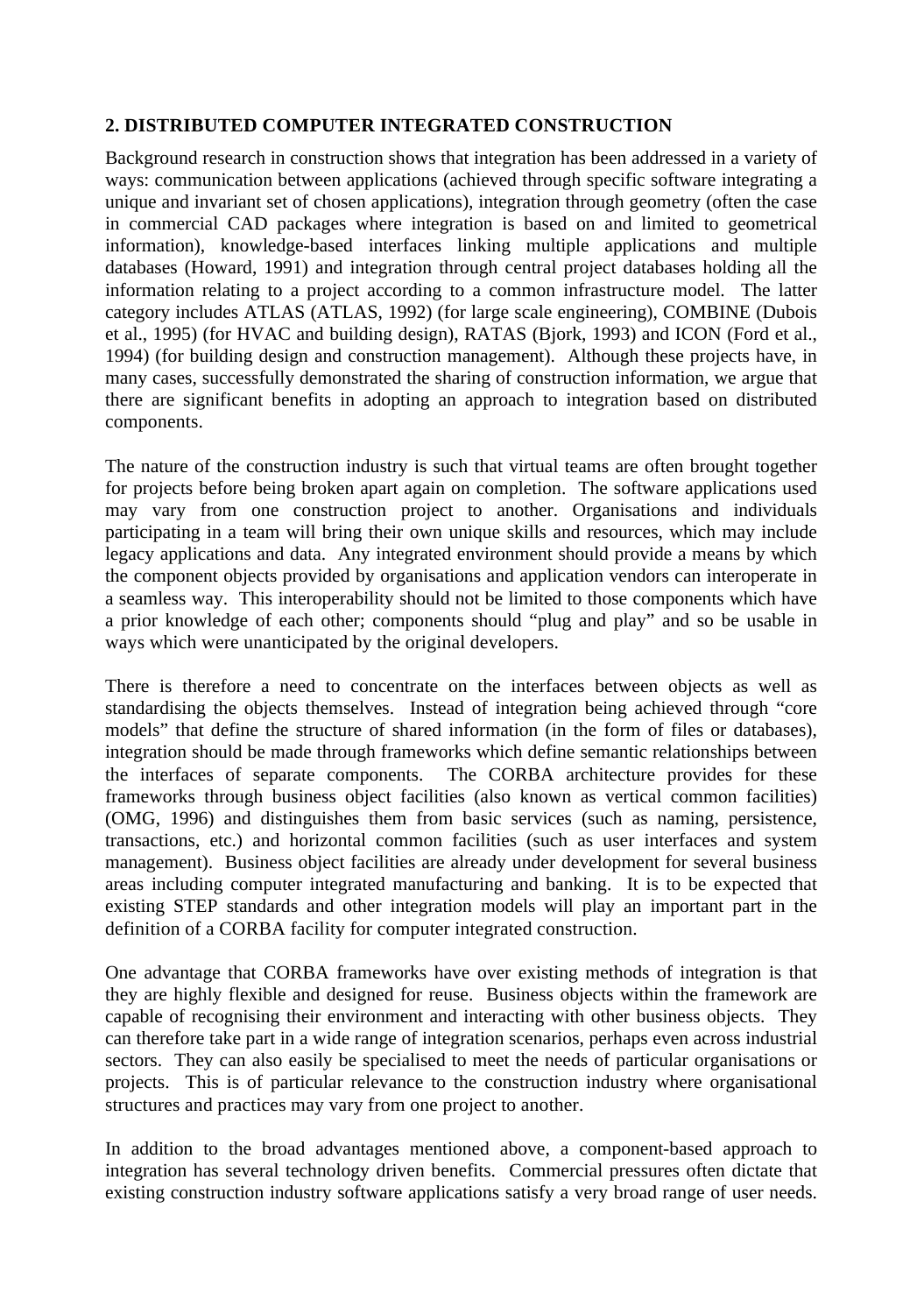## 2. DISTRIBUTED COMPUTER INTEGRATED CONSTRUCTION

Background research in construction shows that integration has been addressed in a variety of ways: communication between applications (achieved through specific software integrating a unique and invariant set of chosen applications), integration through geometry (often the case in commercial CAD packages where integration is based on and limited to geometrical information), knowledge-based interfaces linking multiple applications and multiple databases (Howard, 1991) and integration through central project databases holding all the information relating to a project according to a common infrastructure model. The latter category includes ATLAS (ATLAS, 1992) (for large scale engineering), COMBINE (Dubois et al., 1995) (for HVAC and building design), RATAS (Bjork, 1993) and ICON (Ford et al., 1994) (for building design and construction management). Although these projects have, in many cases, successfully demonstrated the sharing of construction information, we argue that there are significant benefits in adopting an approach to integration based on distributed components.

The nature of the construction industry is such that virtual teams are often brought together for projects before being broken apart again on completion. The software applications used may vary from one construction project to another. Organisations and individuals participating in a team will bring their own unique skills and resources, which may include legacy applications and data. Any integrated environment should provide a means by which the component objects provided by organisations and application vendors can interoperate in a seamless way. This interoperability should not be limited to those components which have a prior knowledge of each other; components should "plug and play" and so be usable in ways which were unanticipated by the original developers.

There is therefore a need to concentrate on the interfaces between objects as well as standardising the objects themselves. Instead of integration being achieved through "core models" that define the structure of shared information (in the form of files or databases), integration should be made through frameworks which define semantic relationships between the interfaces of separate components. The CORBA architecture provides for these frameworks through business object facilities (also known as vertical common facilities) (OMG, 1996) and distinguishes them from basic services (such as naming, persistence, transactions, etc.) and horizontal common facilities (such as user interfaces and system management). Business object facilities are already under development for several business areas including computer integrated manufacturing and banking. It is to be expected that existing STEP standards and other integration models will play an important part in the definition of a CORBA facility for computer integrated construction.

One advantage that CORBA frameworks have over existing methods of integration is that they are highly flexible and designed for reuse. Business objects within the framework are capable of recognising their environment and interacting with other business objects. They can therefore take part in a wide range of integration scenarios, perhaps even across industrial sectors. They can also easily be specialised to meet the needs of particular organisations or projects. This is of particular relevance to the construction industry where organisational structures and practices may vary from one project to another.

In addition to the broad advantages mentioned above, a component-based approach to integration has several technology driven benefits. Commercial pressures often dictate that existing construction industry software applications satisfy a very broad range of user needs.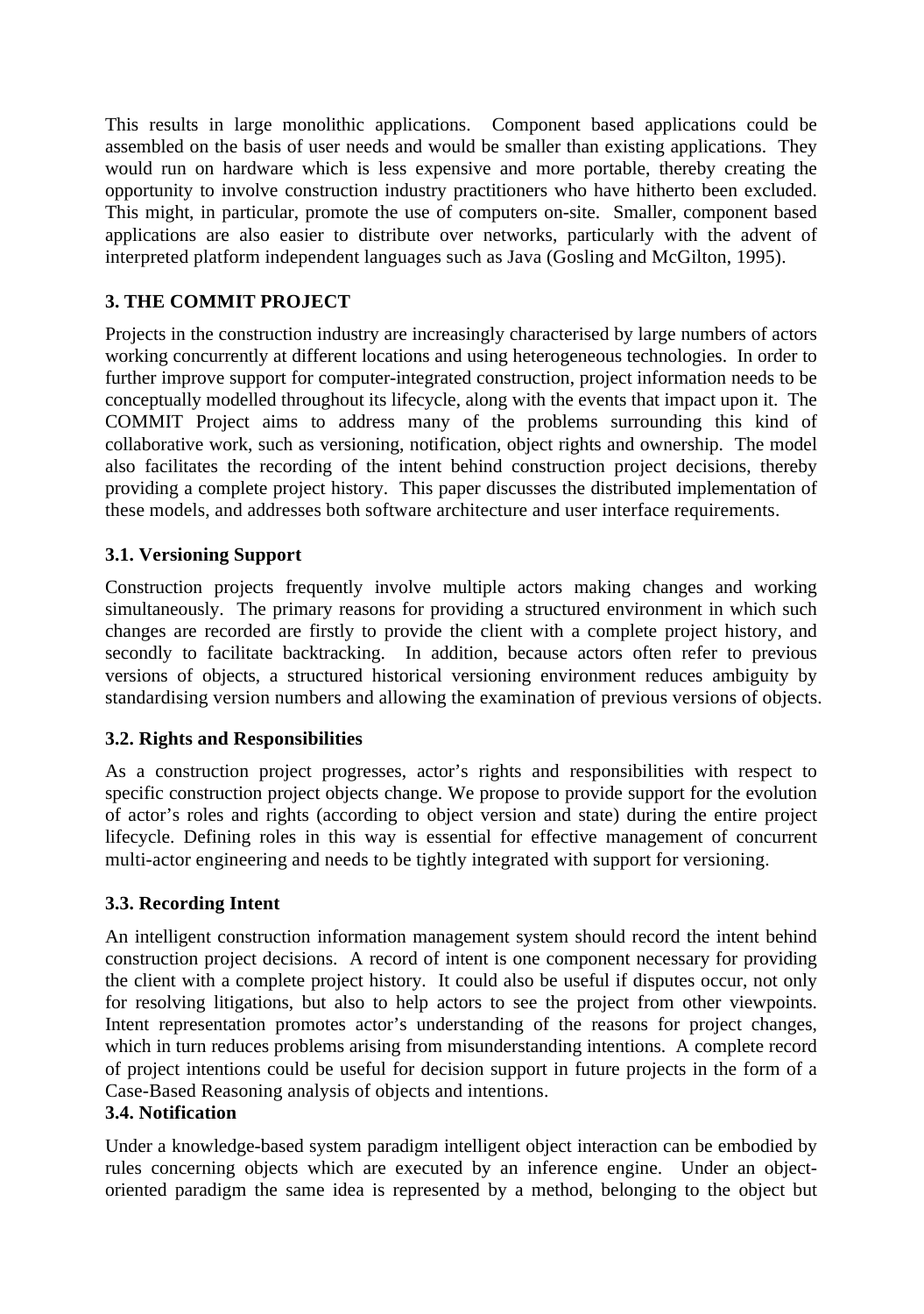This results in large monolithic applications. Component based applications could be assembled on the basis of user needs and would be smaller than existing applications. They would run on hardware which is less expensive and more portable, thereby creating the opportunity to involve construction industry practitioners who have hitherto been excluded. This might, in particular, promote the use of computers on-site. Smaller, component based applications are also easier to distribute over networks, particularly with the advent of interpreted platform independent languages such as Java (Gosling and McGilton, 1995).

## 3. THE COMMIT PROJECT

Projects in the construction industry are increasingly characterised by large numbers of actors working concurrently at different locations and using heterogeneous technologies. In order to further improve support for computer-integrated construction, project information needs to be conceptually modelled throughout its lifecycle, along with the events that impact upon it. The COMMIT Project aims to address many of the problems surrounding this kind of collaborative work, such as versioning, notification, object rights and ownership. The model also facilitates the recording of the intent behind construction project decisions, thereby providing a complete project history. This paper discusses the distributed implementation of these models, and addresses both software architecture and user interface requirements.

### 3.1. Versioning Support

Construction projects frequently involve multiple actors making changes and working simultaneously. The primary reasons for providing a structured environment in which such changes are recorded are firstly to provide the client with a complete project history, and secondly to facilitate backtracking. In addition, because actors often refer to previous versions of objects, a structured historical versioning environment reduces ambiguity by standardising version numbers and allowing the examination of previous versions of objects.

### 3.2. Rights and Responsibilities

As a construction project progresses, actor's rights and responsibilities with respect to specific construction project objects change. We propose to provide support for the evolution of actor's roles and rights (according to object version and state) during the entire project lifecycle. Defining roles in this way is essential for effective management of concurrent multi-actor engineering and needs to be tightly integrated with support for versioning.

### 3.3. Recording Intent

An intelligent construction information management system should record the intent behind construction project decisions. A record of intent is one component necessary for providing the client with a complete project history. It could also be useful if disputes occur, not only for resolving litigations, but also to help actors to see the project from other viewpoints. Intent representation promotes actor's understanding of the reasons for project changes, which in turn reduces problems arising from misunderstanding intentions. A complete record of project intentions could be useful for decision support in future projects in the form of a Case-Based Reasoning analysis of objects and intentions.

### 3.4. Notification

Under a knowledge-based system paradigm intelligent object interaction can be embodied by rules concerning objects which are executed by an inference engine. Under an object-oriented paradigm the same idea is represented by a method, belonging to the object but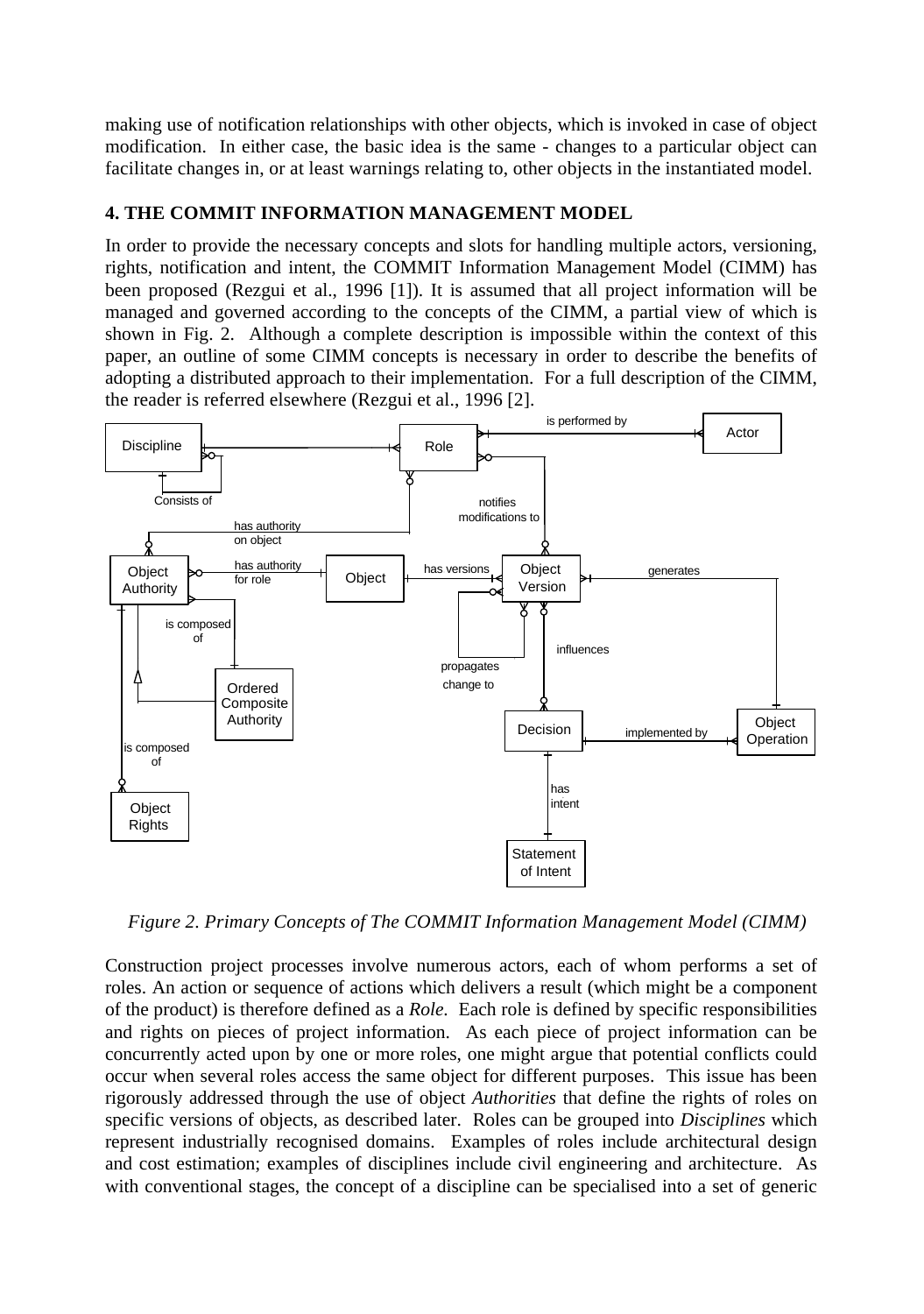making use of notification relationships with other objects, which is invoked in case of object modification. In either case, the basic idea is the same - changes to a particular object can facilitate changes in, or at least warnings relating to, other objects in the instantiated model.

## 4. THE COMMIT INFORMATION MANAGEMENT MODEL

In order to provide the necessary concepts and slots for handling multiple actors, versioning, rights, notification and intent, the COMMIT Information Management Model (CIMM) has been proposed (Rezgui et al., 1996 [1]). It is assumed that all project information will be managed and governed according to the concepts of the CIMM, a partial view of which is shown in Fig. 2. Although a complete description is impossible within the context of this paper, an outline of some CIMM concepts is necessary in order to describe the benefits of adopting a distributed approach to their implementation. For a full description of the CIMM, the reader is referred elsewhere (Rezgui et al., 1996 [2].

*Figure 2. Primary Concepts of The COMMIT Information Management Model (CIMM)*

Construction project processes involve numerous actors, each of whom performs a set of roles. An action or sequence of actions which delivers a result (which might be a component of the product) is therefore defined as a *Role.* Each role is defined by specific responsibilities and rights on pieces of project information. As each piece of project information can be concurrently acted upon by one or more roles, one might argue that potential conflicts could occur when several roles access the same object for different purposes. This issue has been rigorously addressed through the use of object *Authorities* that define the rights of roles on specific versions of objects, as described later. Roles can be grouped into *Disciplines* which represent industrially recognised domains. Examples of roles include architectural design and cost estimation; examples of disciplines include civil engineering and architecture. As with conventional stages, the concept of a discipline can be specialised into a set of generic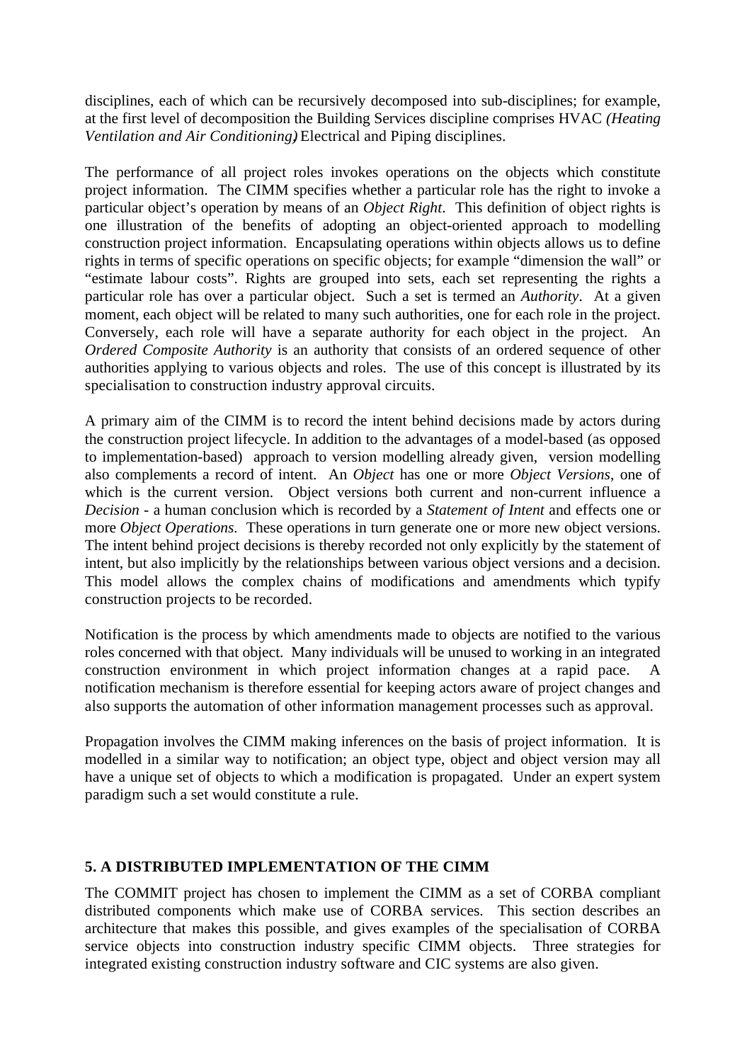disciplines, each of which can be recursively decomposed into sub-disciplines; for example, at the first level of decomposition the Building Services discipline comprises HVAC *(Heating Ventilation and Air Conditioning)* Electrical and Piping disciplines.

The performance of all project roles invokes operations on the objects which constitute project information. The CIMM specifies whether a particular role has the right to invoke a particular object's operation by means of an *Object Right*. This definition of object rights is one illustration of the benefits of adopting an object-oriented approach to modelling construction project information. Encapsulating operations within objects allows us to define rights in terms of specific operations on specific objects; for example "dimension the wall" or "estimate labour costs". Rights are grouped into sets, each set representing the rights a particular role has over a particular object. Such a set is termed an *Authority*. At a given moment, each object will be related to many such authorities, one for each role in the project. Conversely, each role will have a separate authority for each object in the project. An *Ordered Composite Authority* is an authority that consists of an ordered sequence of other authorities applying to various objects and roles. The use of this concept is illustrated by its specialisation to construction industry approval circuits.

A primary aim of the CIMM is to record the intent behind decisions made by actors during the construction project lifecycle. In addition to the advantages of a model-based (as opposed to implementation-based) approach to version modelling already given, version modelling also complements a record of intent. An *Object* has one or more *Object Versions*, one of which is the current version. Object versions both current and non-current influence a *Decision* - a human conclusion which is recorded by a *Statement of Intent* and effects one or more *Object Operations*. These operations in turn generate one or more new object versions. The intent behind project decisions is thereby recorded not only explicitly by the statement of intent, but also implicitly by the relationships between various object versions and a decision. This model allows the complex chains of modifications and amendments which typify construction projects to be recorded.

Notification is the process by which amendments made to objects are notified to the various roles concerned with that object. Many individuals will be unused to working in an integrated construction environment in which project information changes at a rapid pace. A notification mechanism is therefore essential for keeping actors aware of project changes and also supports the automation of other information management processes such as approval.

Propagation involves the CIMM making inferences on the basis of project information. It is modelled in a similar way to notification; an object type, object and object version may all have a unique set of objects to which a modification is propagated. Under an expert system paradigm such a set would constitute a rule.

## 5. A DISTRIBUTED IMPLEMENTATION OF THE CIMM

The COMMIT project has chosen to implement the CIMM as a set of CORBA compliant distributed components which make use of CORBA services. This section describes an architecture that makes this possible, and gives examples of the specialisation of CORBA service objects into construction industry specific CIMM objects. Three strategies for integrated existing construction industry software and CIC systems are also given.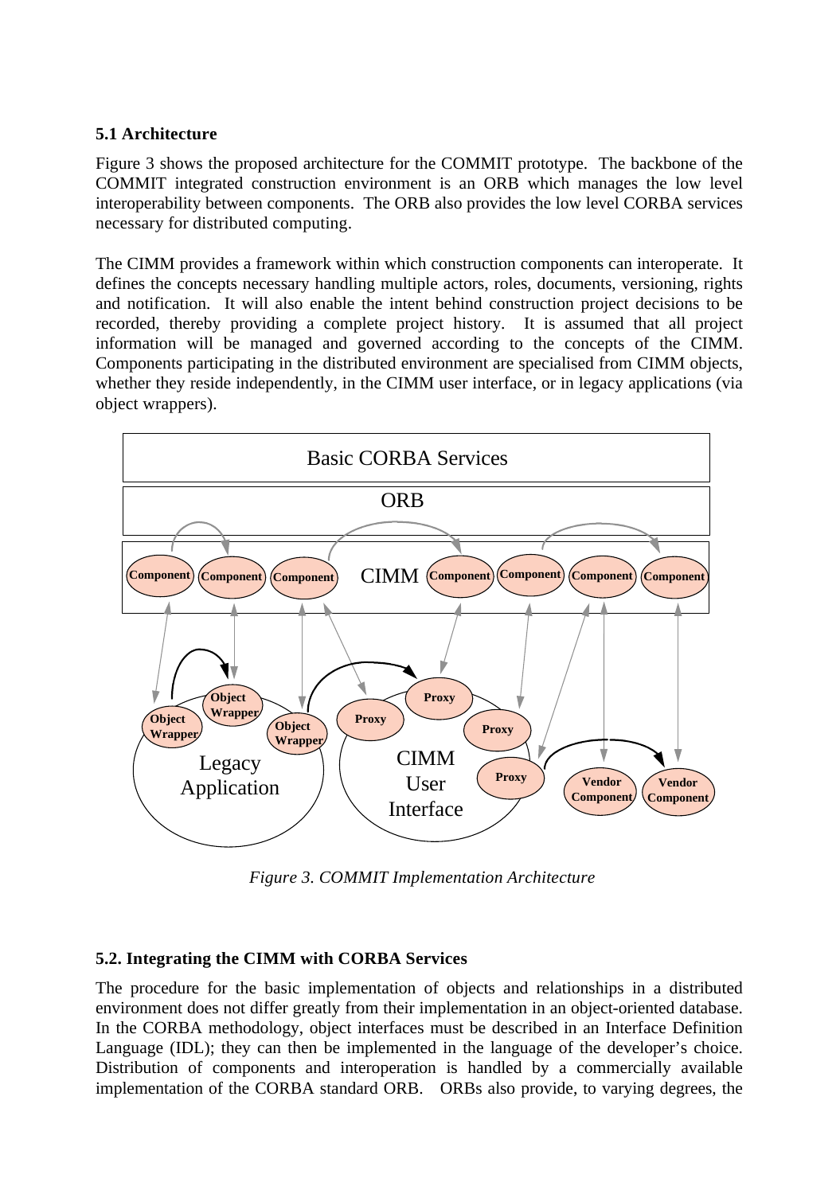### 5.1 Architecture

Figure 3 shows the proposed architecture for the COMMIT prototype. The backbone of the COMMIT integrated construction environment is an ORB which manages the low level interoperability between components. The ORB also provides the low level CORBA services necessary for distributed computing.

The CIMM provides a framework within which construction components can interoperate. It defines the concepts necessary handling multiple actors, roles, documents, versioning, rights and notification. It will also enable the intent behind construction project decisions to be recorded, thereby providing a complete project history. It is assumed that all project information will be managed and governed according to the concepts of the CIMM. Components participating in the distributed environment are specialised from CIMM objects, whether they reside independently, in the CIMM user interface, or in legacy applications (via object wrappers).

*Figure 3. COMMIT Implementation Architecture*

### 5.2. Integrating the CIMM with CORBA Services

The procedure for the basic implementation of objects and relationships in a distributed environment does not differ greatly from their implementation in an object-oriented database. In the CORBA methodology, object interfaces must be described in an Interface Definition Language (IDL); they can then be implemented in the language of the developer's choice. Distribution of components and interoperation is handled by a commercially available implementation of the CORBA standard ORB. ORBs also provide, to varying degrees, the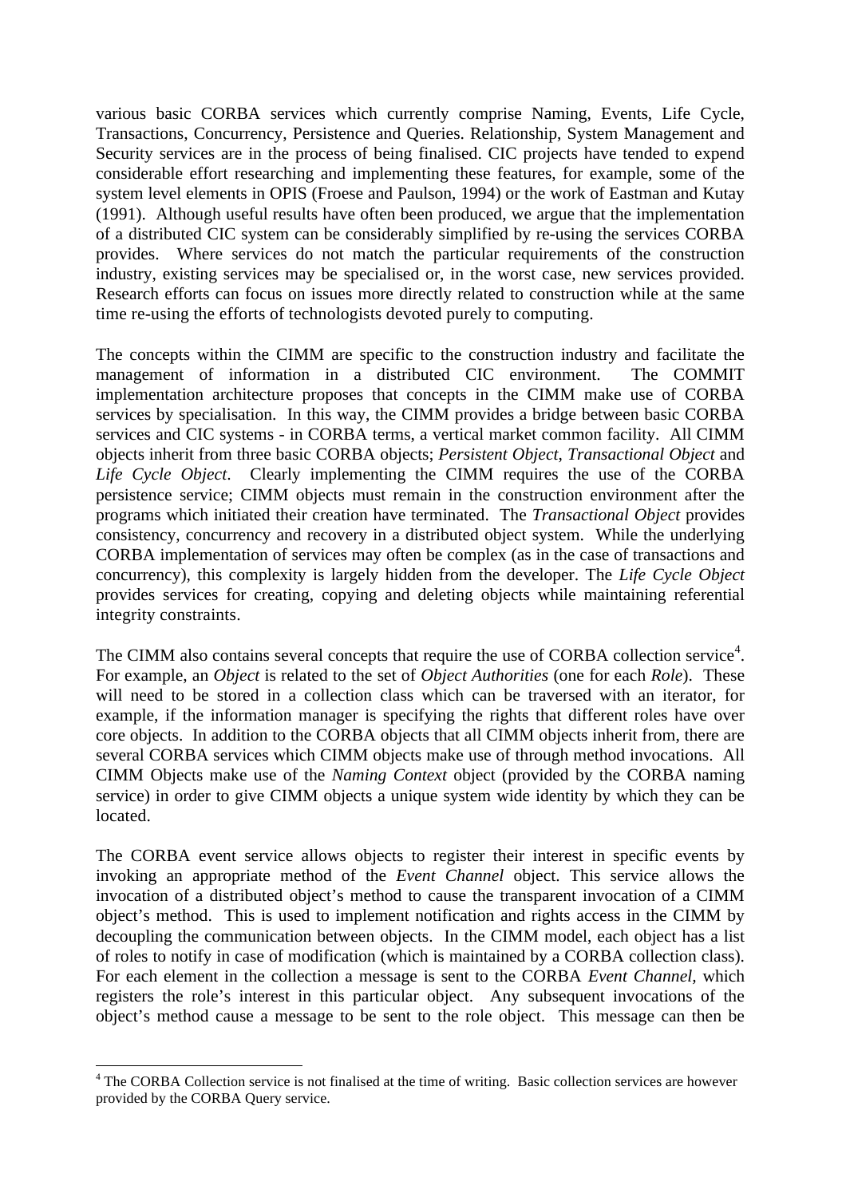various basic CORBA services which currently comprise Naming, Events, Life Cycle, Transactions, Concurrency, Persistence and Queries. Relationship, System Management and Security services are in the process of being finalised. CIC projects have tended to expend considerable effort researching and implementing these features, for example, some of the system level elements in OPIS (Froese and Paulson, 1994) or the work of Eastman and Kutay (1991). Although useful results have often been produced, we argue that the implementation of a distributed CIC system can be considerably simplified by re-using the services CORBA provides. Where services do not match the particular requirements of the construction industry, existing services may be specialised or, in the worst case, new services provided. Research efforts can focus on issues more directly related to construction while at the same time re-using the efforts of technologists devoted purely to computing.

The concepts within the CIMM are specific to the construction industry and facilitate the management of information in a distributed CIC environment. The COMMIT implementation architecture proposes that concepts in the CIMM make use of CORBA services by specialisation. In this way, the CIMM provides a bridge between basic CORBA services and CIC systems - in CORBA terms, a vertical market common facility. All CIMM objects inherit from three basic CORBA objects; *Persistent Object*, *Transactional Object* and *Life Cycle Object*. Clearly implementing the CIMM requires the use of the CORBA persistence service; CIMM objects must remain in the construction environment after the programs which initiated their creation have terminated. The *Transactional Object* provides consistency, concurrency and recovery in a distributed object system. While the underlying CORBA implementation of services may often be complex (as in the case of transactions and concurrency), this complexity is largely hidden from the developer. The *Life Cycle Object* provides services for creating, copying and deleting objects while maintaining referential integrity constraints.

The CIMM also contains several concepts that require the use of CORBA collection service[4]. For example, an *Object* is related to the set of *Object Authorities* (one for each *Role*). These will need to be stored in a collection class which can be traversed with an iterator, for example, if the information manager is specifying the rights that different roles have over core objects. In addition to the CORBA objects that all CIMM objects inherit from, there are several CORBA services which CIMM objects make use of through method invocations. All CIMM Objects make use of the *Naming Context* object (provided by the CORBA naming service) in order to give CIMM objects a unique system wide identity by which they can be located.

The CORBA event service allows objects to register their interest in specific events by invoking an appropriate method of the *Event Channel* object. This service allows the invocation of a distributed object's method to cause the transparent invocation of a CIMM object's method. This is used to implement notification and rights access in the CIMM by decoupling the communication between objects. In the CIMM model, each object has a list of roles to notify in case of modification (which is maintained by a CORBA collection class). For each element in the collection a message is sent to the CORBA *Event Channel*, which registers the role's interest in this particular object. Any subsequent invocations of the object's method cause a message to be sent to the role object. This message can then be

[4] The CORBA Collection service is not finalised at the time of writing. Basic collection services are however provided by the CORBA Query service.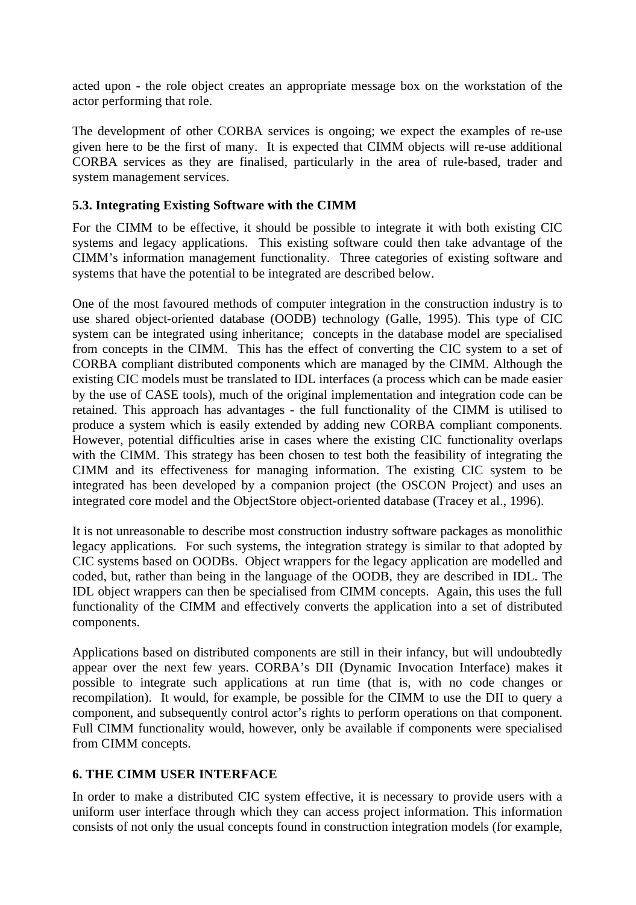acted upon - the role object creates an appropriate message box on the workstation of the actor performing that role.

The development of other CORBA services is ongoing; we expect the examples of re-use given here to be the first of many. It is expected that CIMM objects will re-use additional CORBA services as they are finalised, particularly in the area of rule-based, trader and system management services.

### 5.3. Integrating Existing Software with the CIMM

For the CIMM to be effective, it should be possible to integrate it with both existing CIC systems and legacy applications. This existing software could then take advantage of the CIMM's information management functionality. Three categories of existing software and systems that have the potential to be integrated are described below.

One of the most favoured methods of computer integration in the construction industry is to use shared object-oriented database (OODB) technology (Galle, 1995). This type of CIC system can be integrated using inheritance; concepts in the database model are specialised from concepts in the CIMM. This has the effect of converting the CIC system to a set of CORBA compliant distributed components which are managed by the CIMM. Although the existing CIC models must be translated to IDL interfaces (a process which can be made easier by the use of CASE tools), much of the original implementation and integration code can be retained. This approach has advantages - the full functionality of the CIMM is utilised to produce a system which is easily extended by adding new CORBA compliant components. However, potential difficulties arise in cases where the existing CIC functionality overlaps with the CIMM. This strategy has been chosen to test both the feasibility of integrating the CIMM and its effectiveness for managing information. The existing CIC system to be integrated has been developed by a companion project (the OSCON Project) and uses an integrated core model and the ObjectStore object-oriented database (Tracey et al., 1996).

It is not unreasonable to describe most construction industry software packages as monolithic legacy applications. For such systems, the integration strategy is similar to that adopted by CIC systems based on OODBs. Object wrappers for the legacy application are modelled and coded, but, rather than being in the language of the OODB, they are described in IDL. The IDL object wrappers can then be specialised from CIMM concepts. Again, this uses the full functionality of the CIMM and effectively converts the application into a set of distributed components.

Applications based on distributed components are still in their infancy, but will undoubtedly appear over the next few years. CORBA's DII (Dynamic Invocation Interface) makes it possible to integrate such applications at run time (that is, with no code changes or recompilation). It would, for example, be possible for the CIMM to use the DII to query a component, and subsequently control actor's rights to perform operations on that component. Full CIMM functionality would, however, only be available if components were specialised from CIMM concepts.

## 6. THE CIMM USER INTERFACE

In order to make a distributed CIC system effective, it is necessary to provide users with a uniform user interface through which they can access project information. This information consists of not only the usual concepts found in construction integration models (for example,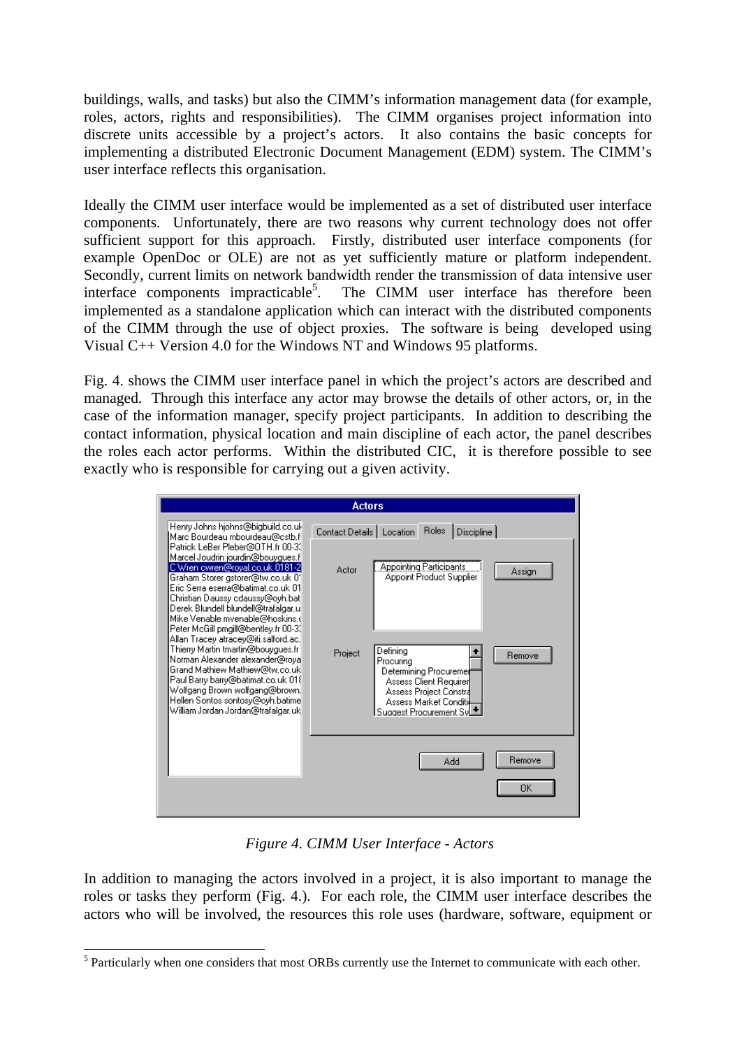buildings, walls, and tasks) but also the CIMM's information management data (for example, roles, actors, rights and responsibilities). The CIMM organises project information into discrete units accessible by a project's actors. It also contains the basic concepts for implementing a distributed Electronic Document Management (EDM) system. The CIMM's user interface reflects this organisation.

Ideally the CIMM user interface would be implemented as a set of distributed user interface components. Unfortunately, there are two reasons why current technology does not offer sufficient support for this approach. Firstly, distributed user interface components (for example OpenDoc or OLE) are not as yet sufficiently mature or platform independent. Secondly, current limits on network bandwidth render the transmission of data intensive user interface components impracticable[5]. The CIMM user interface has therefore been implemented as a standalone application which can interact with the distributed components of the CIMM through the use of object proxies. The software is being developed using Visual C++ Version 4.0 for the Windows NT and Windows 95 platforms.

Fig. 4. shows the CIMM user interface panel in which the project's actors are described and managed. Through this interface any actor may browse the details of other actors, or, in the case of the information manager, specify project participants. In addition to describing the contact information, physical location and main discipline of each actor, the panel describes the roles each actor performs. Within the distributed CIC, it is therefore possible to see exactly who is responsible for carrying out a given activity.

*Figure 4. CIMM User Interface - Actors*

In addition to managing the actors involved in a project, it is also important to manage the roles or tasks they perform (Fig. 4.). For each role, the CIMM user interface describes the actors who will be involved, the resources this role uses (hardware, software, equipment or

---

[5] Particularly when one considers that most ORBs currently use the Internet to communicate with each other.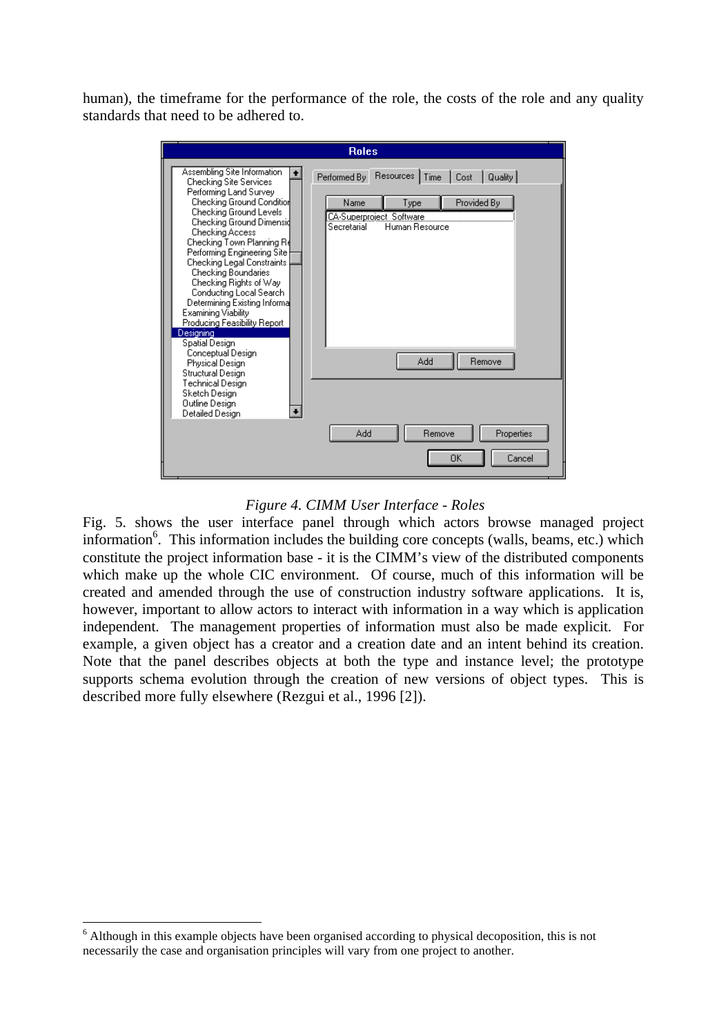human), the timeframe for the performance of the role, the costs of the role and any quality standards that need to be adhered to.

*Figure 4. CIMM User Interface - Roles*

Fig. 5. shows the user interface panel through which actors browse managed project information[6]. This information includes the building core concepts (walls, beams, etc.) which constitute the project information base - it is the CIMM's view of the distributed components which make up the whole CIC environment. Of course, much of this information will be created and amended through the use of construction industry software applications. It is, however, important to allow actors to interact with information in a way which is application independent. The management properties of information must also be made explicit. For example, a given object has a creator and a creation date and an intent behind its creation. Note that the panel describes objects at both the type and instance level; the prototype supports schema evolution through the creation of new versions of object types. This is described more fully elsewhere (Rezgui et al., 1996 [2]).

---

[6] Although in this example objects have been organised according to physical decoposition, this is not necessarily the case and organisation principles will vary from one project to another.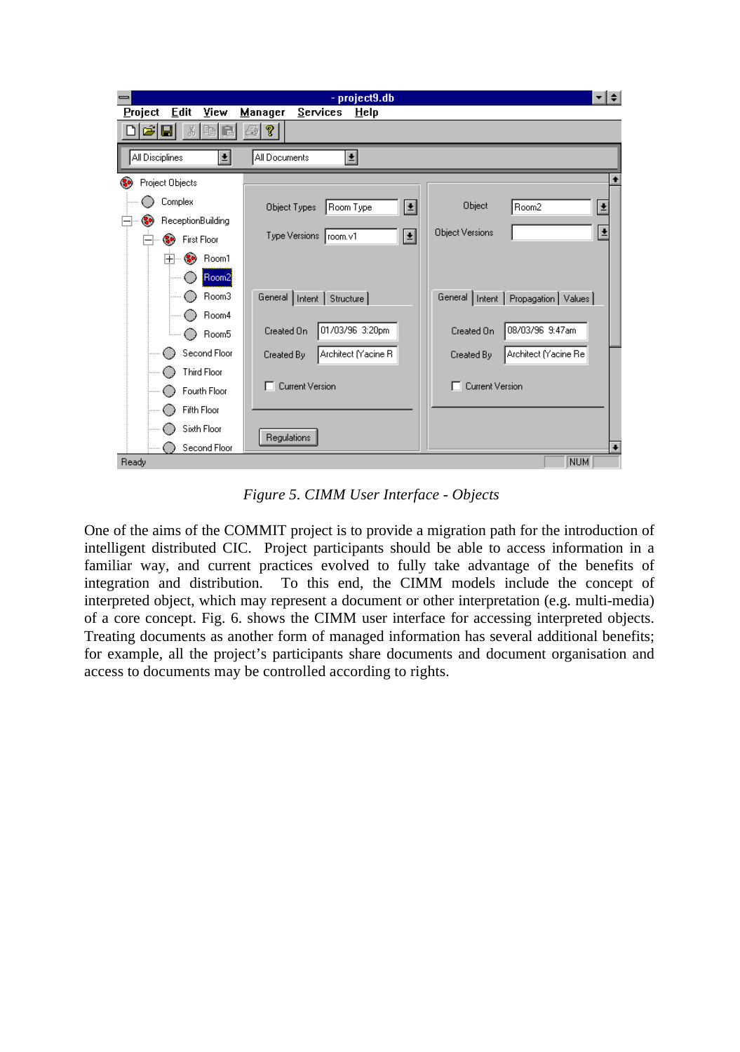*Figure 5. CIMM User Interface - Objects*

One of the aims of the COMMIT project is to provide a migration path for the introduction of intelligent distributed CIC. Project participants should be able to access information in a familiar way, and current practices evolved to fully take advantage of the benefits of integration and distribution. To this end, the CIMM models include the concept of interpreted object, which may represent a document or other interpretation (e.g. multi-media) of a core concept. Fig. 6. shows the CIMM user interface for accessing interpreted objects. Treating documents as another form of managed information has several additional benefits; for example, all the project's participants share documents and document organisation and access to documents may be controlled according to rights.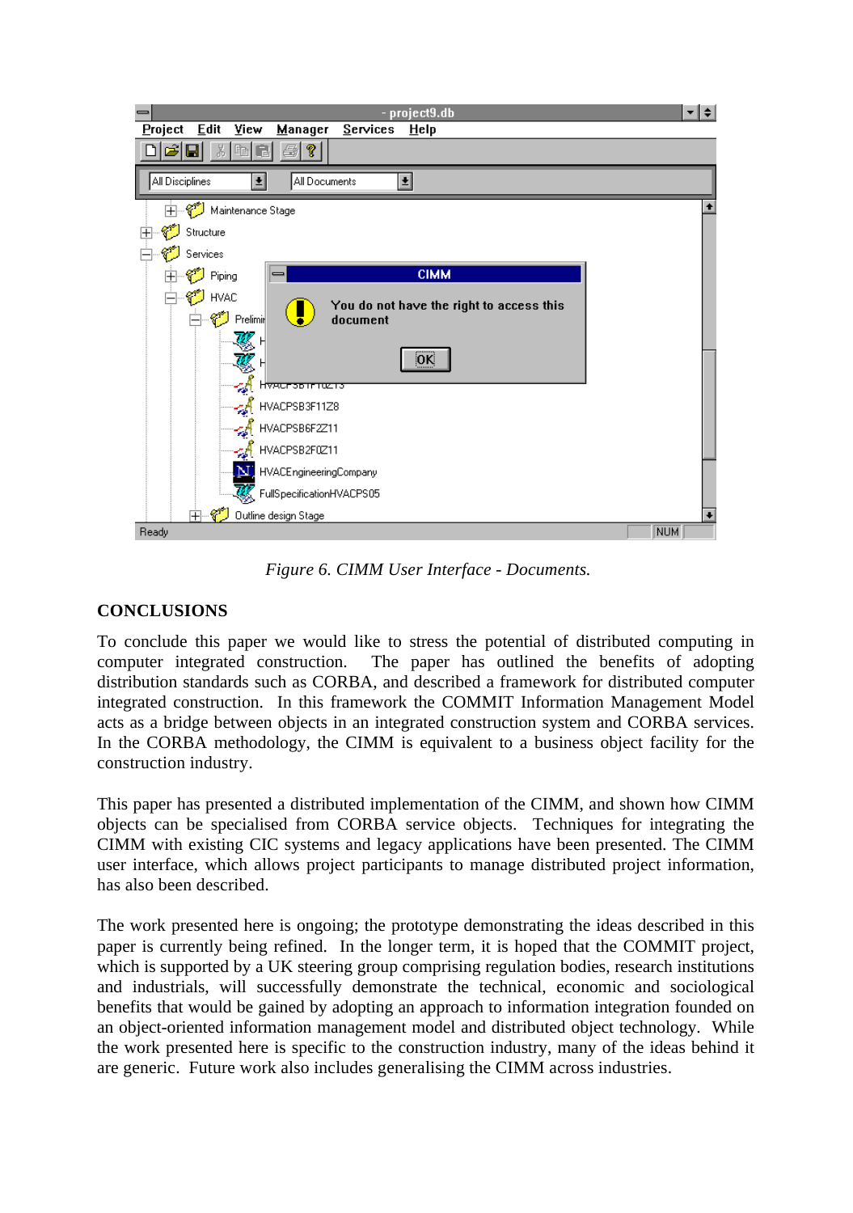*Figure 6. CIMM User Interface - Documents.*

## CONCLUSIONS

To conclude this paper we would like to stress the potential of distributed computing in computer integrated construction. The paper has outlined the benefits of adopting distribution standards such as CORBA, and described a framework for distributed computer integrated construction. In this framework the COMMIT Information Management Model acts as a bridge between objects in an integrated construction system and CORBA services. In the CORBA methodology, the CIMM is equivalent to a business object facility for the construction industry.

This paper has presented a distributed implementation of the CIMM, and shown how CIMM objects can be specialised from CORBA service objects. Techniques for integrating the CIMM with existing CIC systems and legacy applications have been presented. The CIMM user interface, which allows project participants to manage distributed project information, has also been described.

The work presented here is ongoing; the prototype demonstrating the ideas described in this paper is currently being refined. In the longer term, it is hoped that the COMMIT project, which is supported by a UK steering group comprising regulation bodies, research institutions and industrials, will successfully demonstrate the technical, economic and sociological benefits that would be gained by adopting an approach to information integration founded on an object-oriented information management model and distributed object technology. While the work presented here is specific to the construction industry, many of the ideas behind it are generic. Future work also includes generalising the CIMM across industries.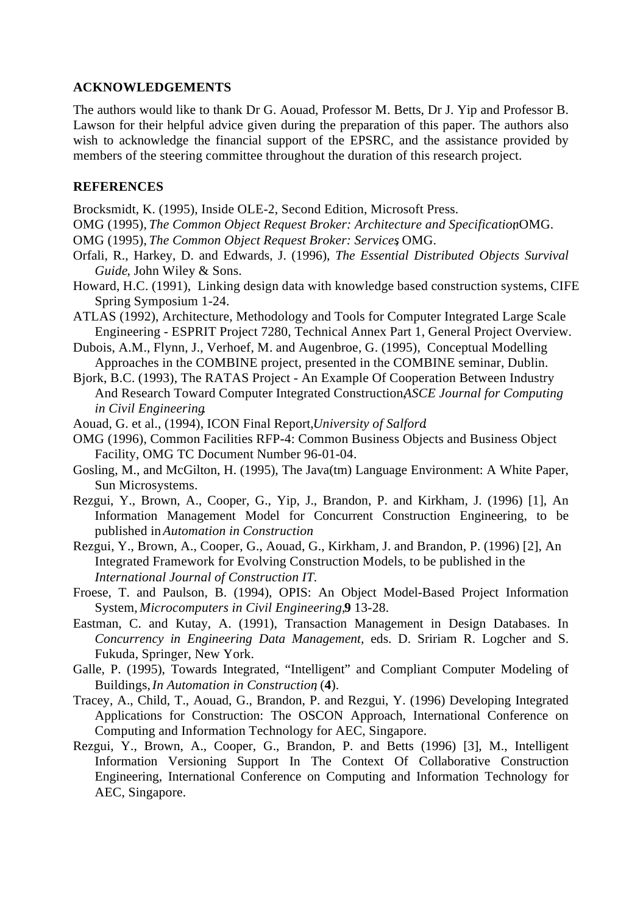## ACKNOWLEDGEMENTS

The authors would like to thank Dr G. Aouad, Professor M. Betts, Dr J. Yip and Professor B. Lawson for their helpful advice given during the preparation of this paper. The authors also wish to acknowledge the financial support of the EPSRC, and the assistance provided by members of the steering committee throughout the duration of this research project.

## REFERENCES

Brocksmidt, K. (1995), Inside OLE-2, Second Edition, Microsoft Press.

OMG (1995), *The Common Object Request Broker: Architecture and Specification*, OMG.

OMG (1995), *The Common Object Request Broker: Services*, OMG.

Orfali, R., Harkey, D. and Edwards, J. (1996), *The Essential Distributed Objects Survival Guide*, John Wiley & Sons.

Howard, H.C. (1991), Linking design data with knowledge based construction systems, CIFE Spring Symposium 1-24.

ATLAS (1992), Architecture, Methodology and Tools for Computer Integrated Large Scale Engineering - ESPRIT Project 7280, Technical Annex Part 1, General Project Overview.

Dubois, A.M., Flynn, J., Verhoef, M. and Augenbroe, G. (1995), Conceptual Modelling Approaches in the COMBINE project, presented in the COMBINE seminar, Dublin.

Bjork, B.C. (1993), The RATAS Project - An Example Of Cooperation Between Industry And Research Toward Computer Integrated Construction, *ASCE Journal for Computing in Civil Engineering*.

Aouad, G. et al., (1994), ICON Final Report, *University of Salford*.

OMG (1996), Common Facilities RFP-4: Common Business Objects and Business Object Facility, OMG TC Document Number 96-01-04.

Gosling, M., and McGilton, H. (1995), The Java(tm) Language Environment: A White Paper, Sun Microsystems.

Rezgui, Y., Brown, A., Cooper, G., Yip, J., Brandon, P. and Kirkham, J. (1996) [1], An Information Management Model for Concurrent Construction Engineering, to be published in *Automation in Construction*

Rezgui, Y., Brown, A., Cooper, G., Aouad, G., Kirkham, J. and Brandon, P. (1996) [2], An Integrated Framework for Evolving Construction Models, to be published in the *International Journal of Construction IT*.

Froese, T. and Paulson, B. (1994), OPIS: An Object Model-Based Project Information System, *Microcomputers in Civil Engineering*, **9** 13-28.

Eastman, C. and Kutay, A. (1991), Transaction Management in Design Databases. In *Concurrency in Engineering Data Management*, eds. D. Sririam R. Logcher and S. Fukuda, Springer, New York.

Galle, P. (1995), Towards Integrated, "Intelligent" and Compliant Computer Modeling of Buildings, *In Automation in Construction*, (**4**).

Tracey, A., Child, T., Aouad, G., Brandon, P. and Rezgui, Y. (1996) Developing Integrated Applications for Construction: The OSCON Approach, International Conference on Computing and Information Technology for AEC, Singapore.

Rezgui, Y., Brown, A., Cooper, G., Brandon, P. and Betts (1996) [3], M., Intelligent Information Versioning Support In The Context Of Collaborative Construction Engineering, International Conference on Computing and Information Technology for AEC, Singapore.